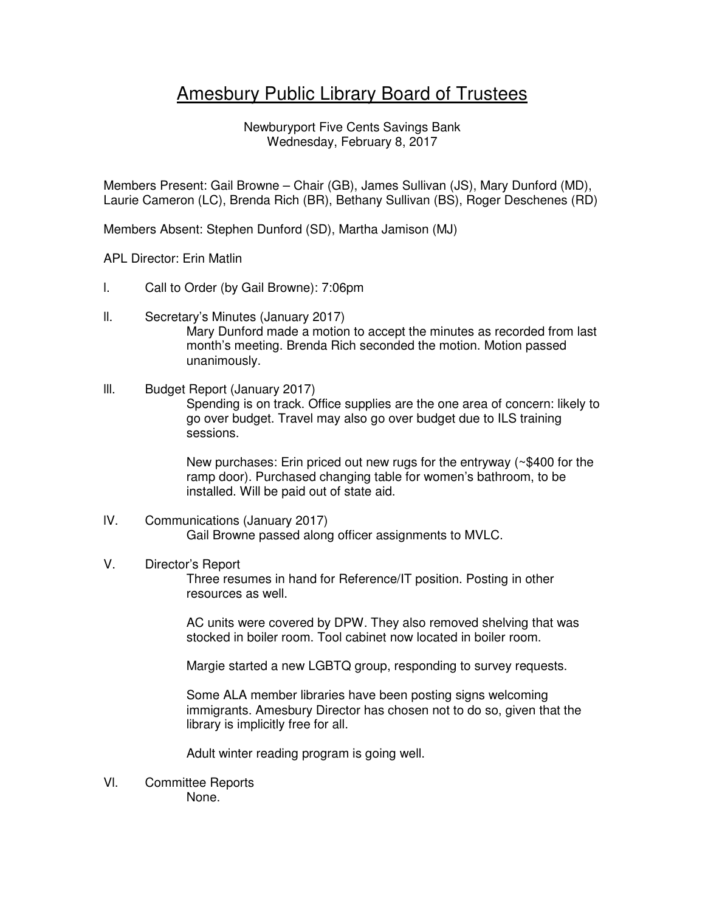# Amesbury Public Library Board of Trustees

Newburyport Five Cents Savings Bank
Wednesday, February 8, 2017

Members Present: Gail Browne – Chair (GB), James Sullivan (JS), Mary Dunford (MD), Laurie Cameron (LC), Brenda Rich (BR), Bethany Sullivan (BS), Roger Deschenes (RD)

Members Absent: Stephen Dunford (SD), Martha Jamison (MJ)

APL Director: Erin Matlin

I. Call to Order (by Gail Browne): 7:06pm

II. Secretary's Minutes (January 2017)

Mary Dunford made a motion to accept the minutes as recorded from last month's meeting. Brenda Rich seconded the motion. Motion passed unanimously.

III. Budget Report (January 2017)

Spending is on track. Office supplies are the one area of concern: likely to go over budget. Travel may also go over budget due to ILS training sessions.

New purchases: Erin priced out new rugs for the entryway (~$400 for the ramp door). Purchased changing table for women's bathroom, to be installed. Will be paid out of state aid.

IV. Communications (January 2017)

Gail Browne passed along officer assignments to MVLC.

V. Director's Report

Three resumes in hand for Reference/IT position. Posting in other resources as well.

AC units were covered by DPW. They also removed shelving that was stocked in boiler room. Tool cabinet now located in boiler room.

Margie started a new LGBTQ group, responding to survey requests.

Some ALA member libraries have been posting signs welcoming immigrants. Amesbury Director has chosen not to do so, given that the library is implicitly free for all.

Adult winter reading program is going well.

VI. Committee Reports

None.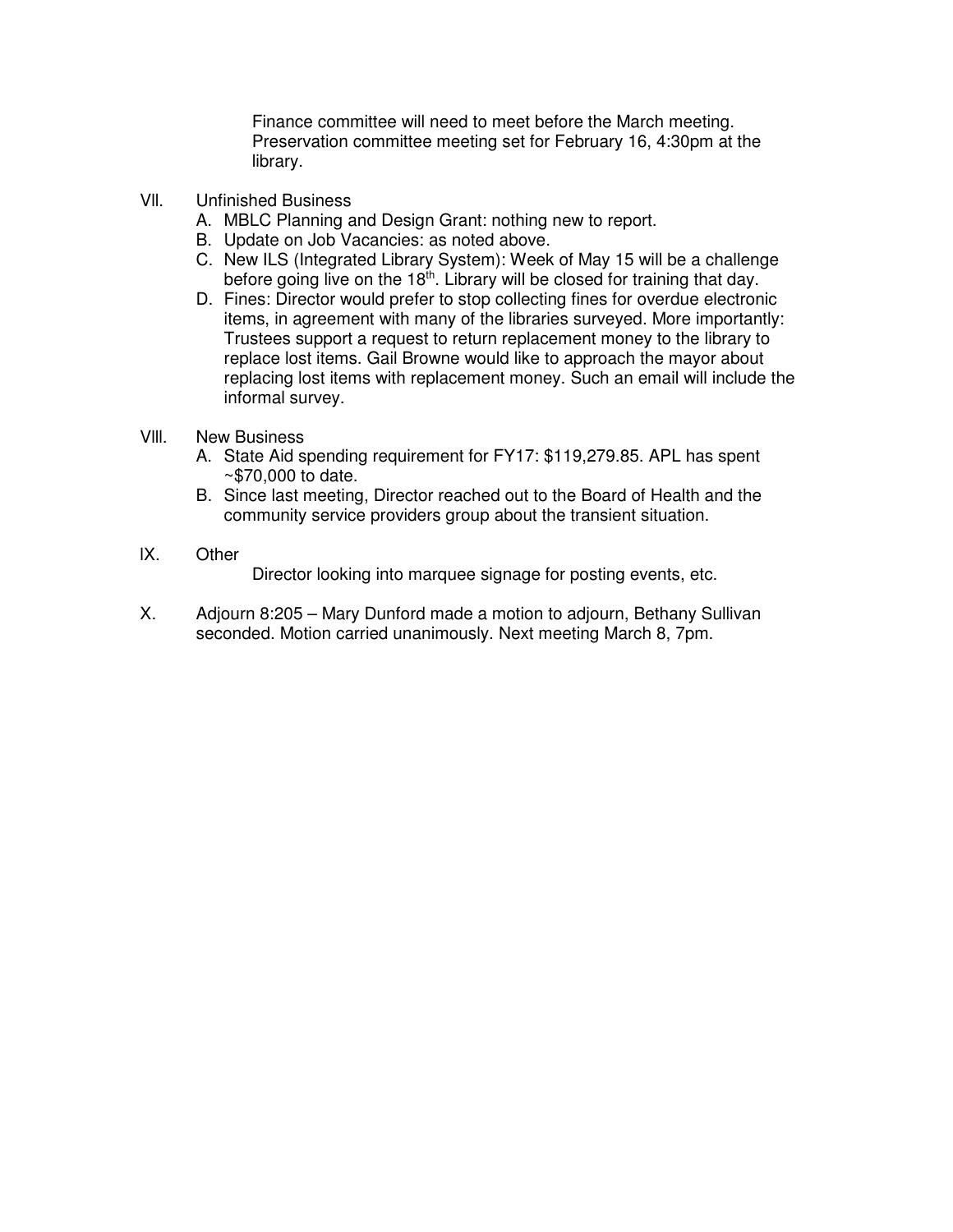Finance committee will need to meet before the March meeting. Preservation committee meeting set for February 16, 4:30pm at the library.

VII. Unfinished Business

A. MBLC Planning and Design Grant: nothing new to report.
B. Update on Job Vacancies: as noted above.
C. New ILS (Integrated Library System): Week of May 15 will be a challenge before going live on the 18th. Library will be closed for training that day.
D. Fines: Director would prefer to stop collecting fines for overdue electronic items, in agreement with many of the libraries surveyed. More importantly: Trustees support a request to return replacement money to the library to replace lost items. Gail Browne would like to approach the mayor about replacing lost items with replacement money. Such an email will include the informal survey.

VIII. New Business

A. State Aid spending requirement for FY17: $119,279.85. APL has spent ~$70,000 to date.
B. Since last meeting, Director reached out to the Board of Health and the community service providers group about the transient situation.

IX. Other

Director looking into marquee signage for posting events, etc.

X. Adjourn 8:205 – Mary Dunford made a motion to adjourn, Bethany Sullivan seconded. Motion carried unanimously. Next meeting March 8, 7pm.